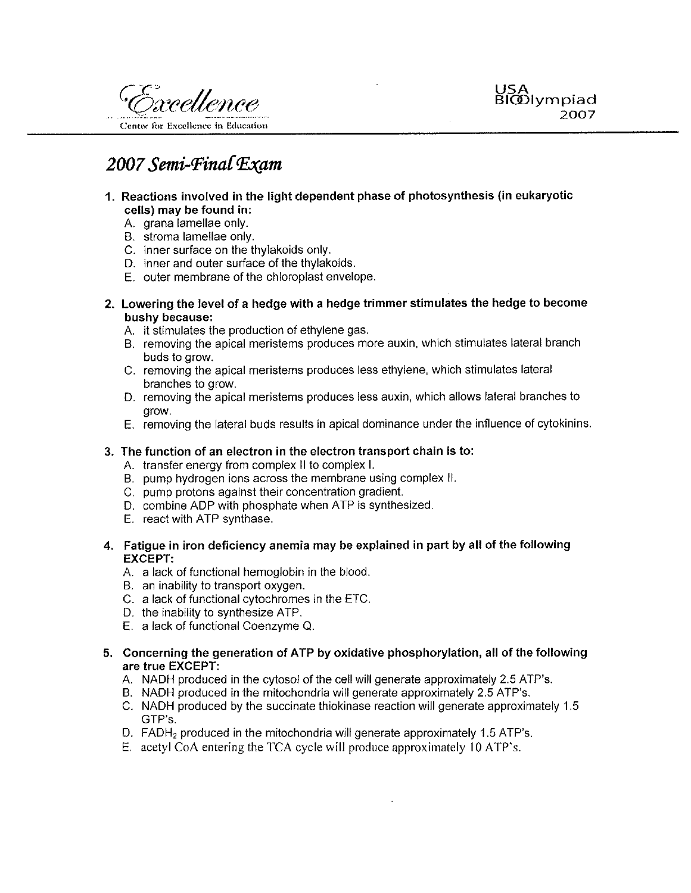Excellence

Center for Excellence in Education

USA BIOlympiad 2007

# 2007 Semi-Final Exam

1. **Reactions involved in the light dependent phase of photosynthesis (in eukaryotic cells) may be found in:**
   A. grana lamellae only.
   B. stroma lamellae only.
   C. inner surface on the thylakoids only.
   D. inner and outer surface of the thylakoids.
   E. outer membrane of the chloroplast envelope.

2. **Lowering the level of a hedge with a hedge trimmer stimulates the hedge to become bushy because:**
   A. it stimulates the production of ethylene gas.
   B. removing the apical meristems produces more auxin, which stimulates lateral branch buds to grow.
   C. removing the apical meristems produces less ethylene, which stimulates lateral branches to grow.
   D. removing the apical meristems produces less auxin, which allows lateral branches to grow.
   E. removing the lateral buds results in apical dominance under the influence of cytokinins.

3. **The function of an electron in the electron transport chain is to:**
   A. transfer energy from complex II to complex I.
   B. pump hydrogen ions across the membrane using complex II.
   C. pump protons against their concentration gradient.
   D. combine ADP with phosphate when ATP is synthesized.
   E. react with ATP synthase.

4. **Fatigue in iron deficiency anemia may be explained in part by all of the following EXCEPT:**
   A. a lack of functional hemoglobin in the blood.
   B. an inability to transport oxygen.
   C. a lack of functional cytochromes in the ETC.
   D. the inability to synthesize ATP.
   E. a lack of functional Coenzyme Q.

5. **Concerning the generation of ATP by oxidative phosphorylation, all of the following are true EXCEPT:**
   A. NADH produced in the cytosol of the cell will generate approximately 2.5 ATP's.
   B. NADH produced in the mitochondria will generate approximately 2.5 ATP's.
   C. NADH produced by the succinate thiokinase reaction will generate approximately 1.5 GTP's.
   D. $FADH_2$ produced in the mitochondria will generate approximately 1.5 ATP's.
   E. acetyl CoA entering the TCA cycle will produce approximately 10 ATP's.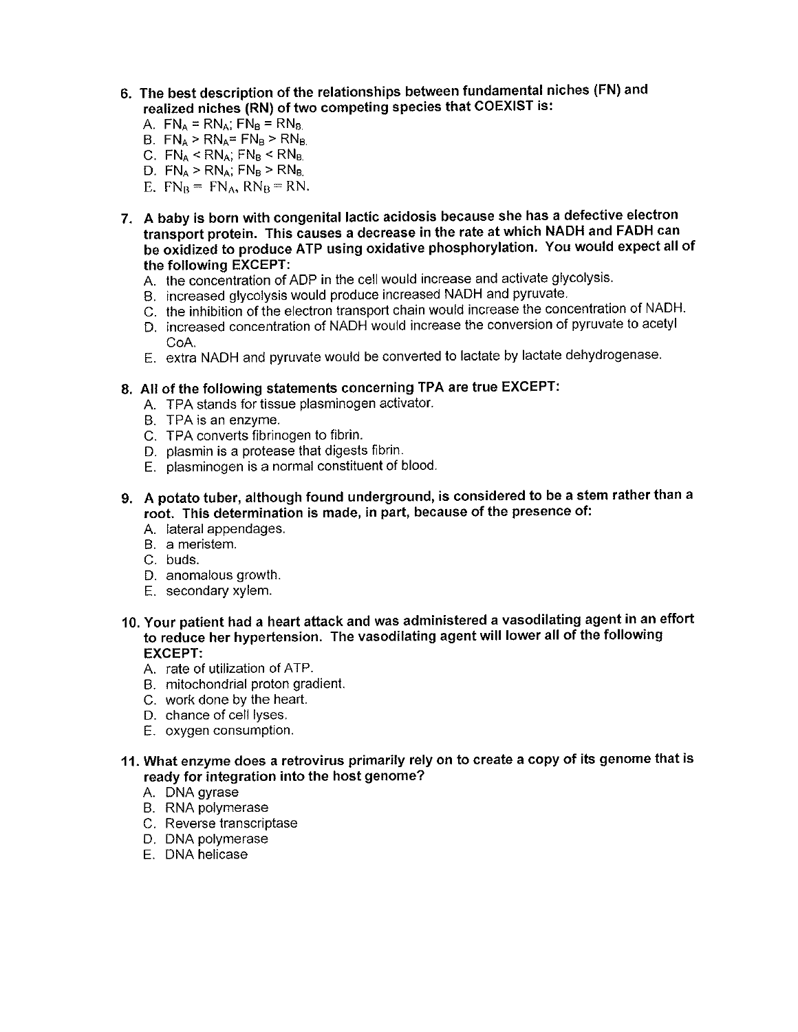6. **The best description of the relationships between fundamental niches (FN) and realized niches (RN) of two competing species that COEXIST is:**
   A. $FN_A = RN_A$; $FN_B = RN_B$.
   B. $FN_A > RN_A = FN_B > RN_B$.
   C. $FN_A < RN_A$; $FN_B < RN_B$.
   D. $FN_A > RN_A$; $FN_B > RN_B$.
   E. $FN_B = FN_A$, $RN_B = RN$.

7. **A baby is born with congenital lactic acidosis because she has a defective electron transport protein. This causes a decrease in the rate at which NADH and FADH can be oxidized to produce ATP using oxidative phosphorylation. You would expect all of the following EXCEPT:**
   A. the concentration of ADP in the cell would increase and activate glycolysis.
   B. increased glycolysis would produce increased NADH and pyruvate.
   C. the inhibition of the electron transport chain would increase the concentration of NADH.
   D. increased concentration of NADH would increase the conversion of pyruvate to acetyl CoA.
   E. extra NADH and pyruvate would be converted to lactate by lactate dehydrogenase.

8. **All of the following statements concerning TPA are true EXCEPT:**
   A. TPA stands for tissue plasminogen activator.
   B. TPA is an enzyme.
   C. TPA converts fibrinogen to fibrin.
   D. plasmin is a protease that digests fibrin.
   E. plasminogen is a normal constituent of blood.

9. **A potato tuber, although found underground, is considered to be a stem rather than a root. This determination is made, in part, because of the presence of:**
   A. lateral appendages.
   B. a meristem.
   C. buds.
   D. anomalous growth.
   E. secondary xylem.

10. **Your patient had a heart attack and was administered a vasodilating agent in an effort to reduce her hypertension. The vasodilating agent will lower all of the following EXCEPT:**
    A. rate of utilization of ATP.
    B. mitochondrial proton gradient.
    C. work done by the heart.
    D. chance of cell lyses.
    E. oxygen consumption.

11. **What enzyme does a retrovirus primarily rely on to create a copy of its genome that is ready for integration into the host genome?**
    A. DNA gyrase
    B. RNA polymerase
    C. Reverse transcriptase
    D. DNA polymerase
    E. DNA helicase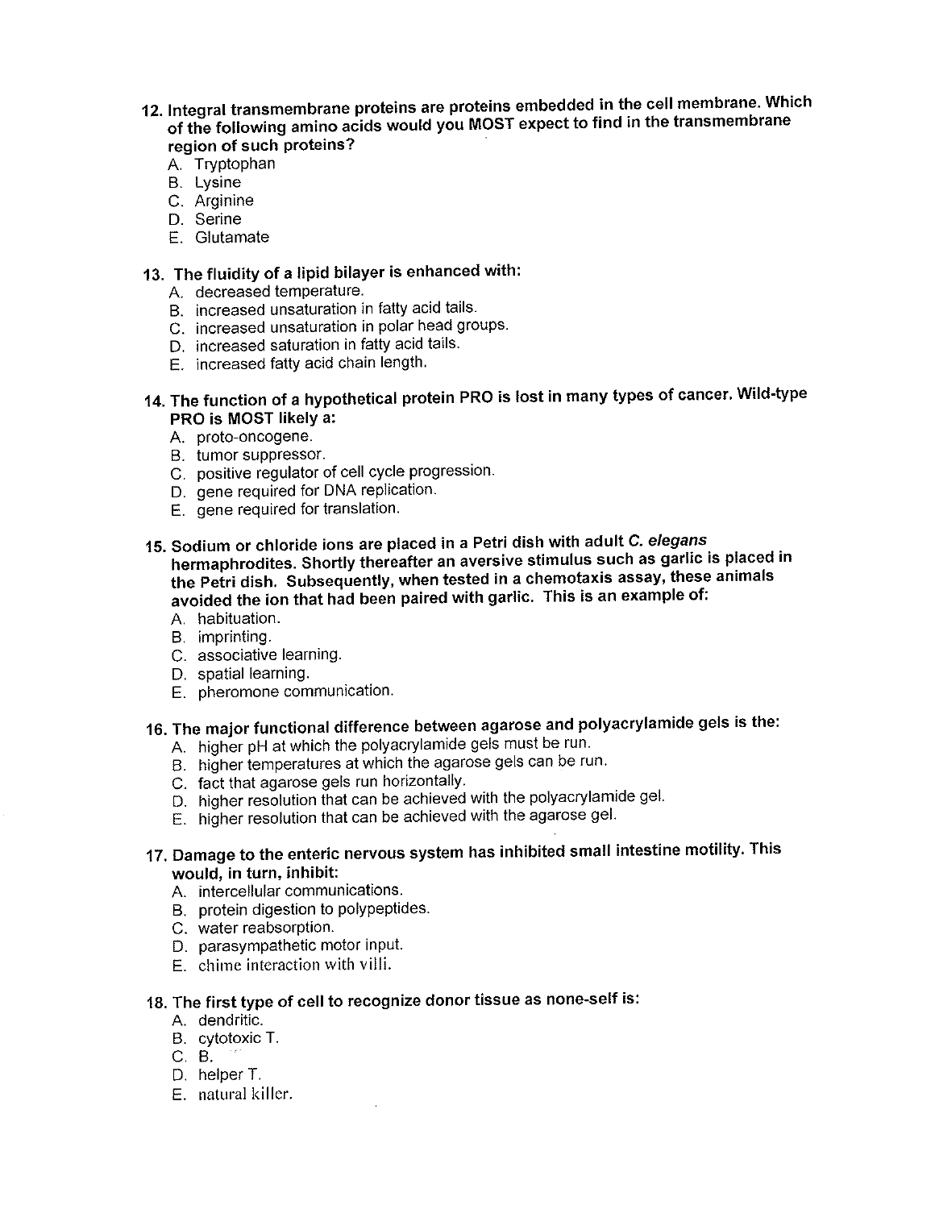12. **Integral transmembrane proteins are proteins embedded in the cell membrane. Which of the following amino acids would you MOST expect to find in the transmembrane region of such proteins?**
    A. Tryptophan
    B. Lysine
    C. Arginine
    D. Serine
    E. Glutamate

13. **The fluidity of a lipid bilayer is enhanced with:**
    A. decreased temperature.
    B. increased unsaturation in fatty acid tails.
    C. increased unsaturation in polar head groups.
    D. increased saturation in fatty acid tails.
    E. increased fatty acid chain length.

14. **The function of a hypothetical protein PRO is lost in many types of cancer. Wild-type PRO is MOST likely a:**
    A. proto-oncogene.
    B. tumor suppressor.
    C. positive regulator of cell cycle progression.
    D. gene required for DNA replication.
    E. gene required for translation.

15. **Sodium or chloride ions are placed in a Petri dish with adult *C. elegans* hermaphrodites. Shortly thereafter an aversive stimulus such as garlic is placed in the Petri dish. Subsequently, when tested in a chemotaxis assay, these animals avoided the ion that had been paired with garlic. This is an example of:**
    A. habituation.
    B. imprinting.
    C. associative learning.
    D. spatial learning.
    E. pheromone communication.

16. **The major functional difference between agarose and polyacrylamide gels is the:**
    A. higher pH at which the polyacrylamide gels must be run.
    B. higher temperatures at which the agarose gels can be run.
    C. fact that agarose gels run horizontally.
    D. higher resolution that can be achieved with the polyacrylamide gel.
    E. higher resolution that can be achieved with the agarose gel.

17. **Damage to the enteric nervous system has inhibited small intestine motility. This would, in turn, inhibit:**
    A. intercellular communications.
    B. protein digestion to polypeptides.
    C. water reabsorption.
    D. parasympathetic motor input.
    E. chime interaction with villi.

18. **The first type of cell to recognize donor tissue as none-self is:**
    A. dendritic.
    B. cytotoxic T.
    C. B.
    D. helper T.
    E. natural killer.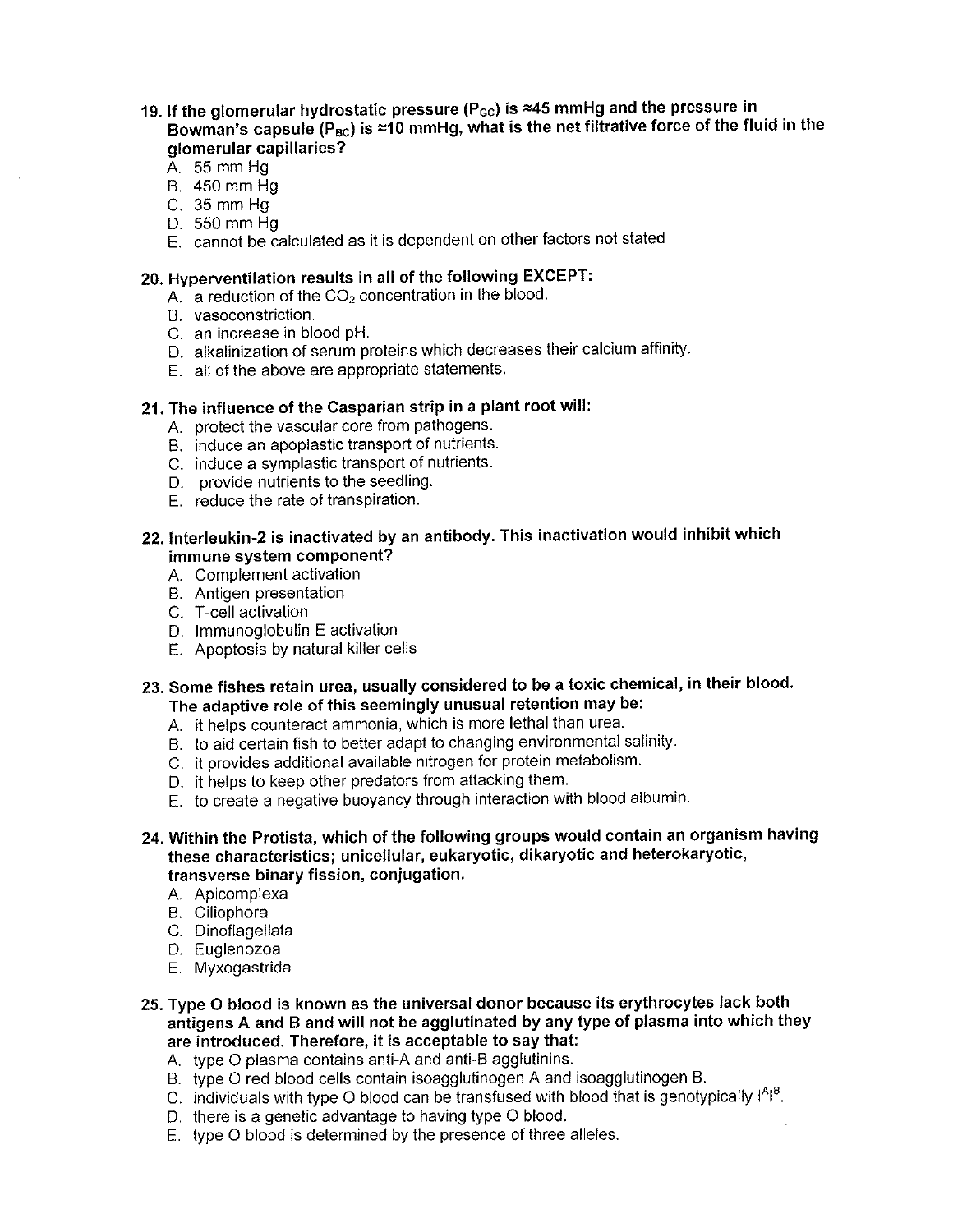**19. If the glomerular hydrostatic pressure ($P_{GC}$) is ≈45 mmHg and the pressure in Bowman's capsule ($P_{BC}$) is ≈10 mmHg, what is the net filtrative force of the fluid in the glomerular capillaries?**

A. 55 mm Hg
B. 450 mm Hg
C. 35 mm Hg
D. 550 mm Hg
E. cannot be calculated as it is dependent on other factors not stated

**20. Hyperventilation results in all of the following EXCEPT:**

A. a reduction of the $CO_2$ concentration in the blood.
B. vasoconstriction.
C. an increase in blood pH.
D. alkalinization of serum proteins which decreases their calcium affinity.
E. all of the above are appropriate statements.

**21. The influence of the Casparian strip in a plant root will:**

A. protect the vascular core from pathogens.
B. induce an apoplastic transport of nutrients.
C. induce a symplastic transport of nutrients.
D. provide nutrients to the seedling.
E. reduce the rate of transpiration.

**22. Interleukin-2 is inactivated by an antibody. This inactivation would inhibit which immune system component?**

A. Complement activation
B. Antigen presentation
C. T-cell activation
D. Immunoglobulin E activation
E. Apoptosis by natural killer cells

**23. Some fishes retain urea, usually considered to be a toxic chemical, in their blood. The adaptive role of this seemingly unusual retention may be:**

A. it helps counteract ammonia, which is more lethal than urea.
B. to aid certain fish to better adapt to changing environmental salinity.
C. it provides additional available nitrogen for protein metabolism.
D. it helps to keep other predators from attacking them.
E. to create a negative buoyancy through interaction with blood albumin.

**24. Within the Protista, which of the following groups would contain an organism having these characteristics; unicellular, eukaryotic, dikaryotic and heterokaryotic, transverse binary fission, conjugation.**

A. Apicomplexa
B. Ciliophora
C. Dinoflagellata
D. Euglenozoa
E. Myxogastrida

**25. Type O blood is known as the universal donor because its erythrocytes lack both antigens A and B and will not be agglutinated by any type of plasma into which they are introduced. Therefore, it is acceptable to say that:**

A. type O plasma contains anti-A and anti-B agglutinins.
B. type O red blood cells contain isoagglutinogen A and isoagglutinogen B.
C. individuals with type O blood can be transfused with blood that is genotypically $I^AI^B$.
D. there is a genetic advantage to having type O blood.
E. type O blood is determined by the presence of three alleles.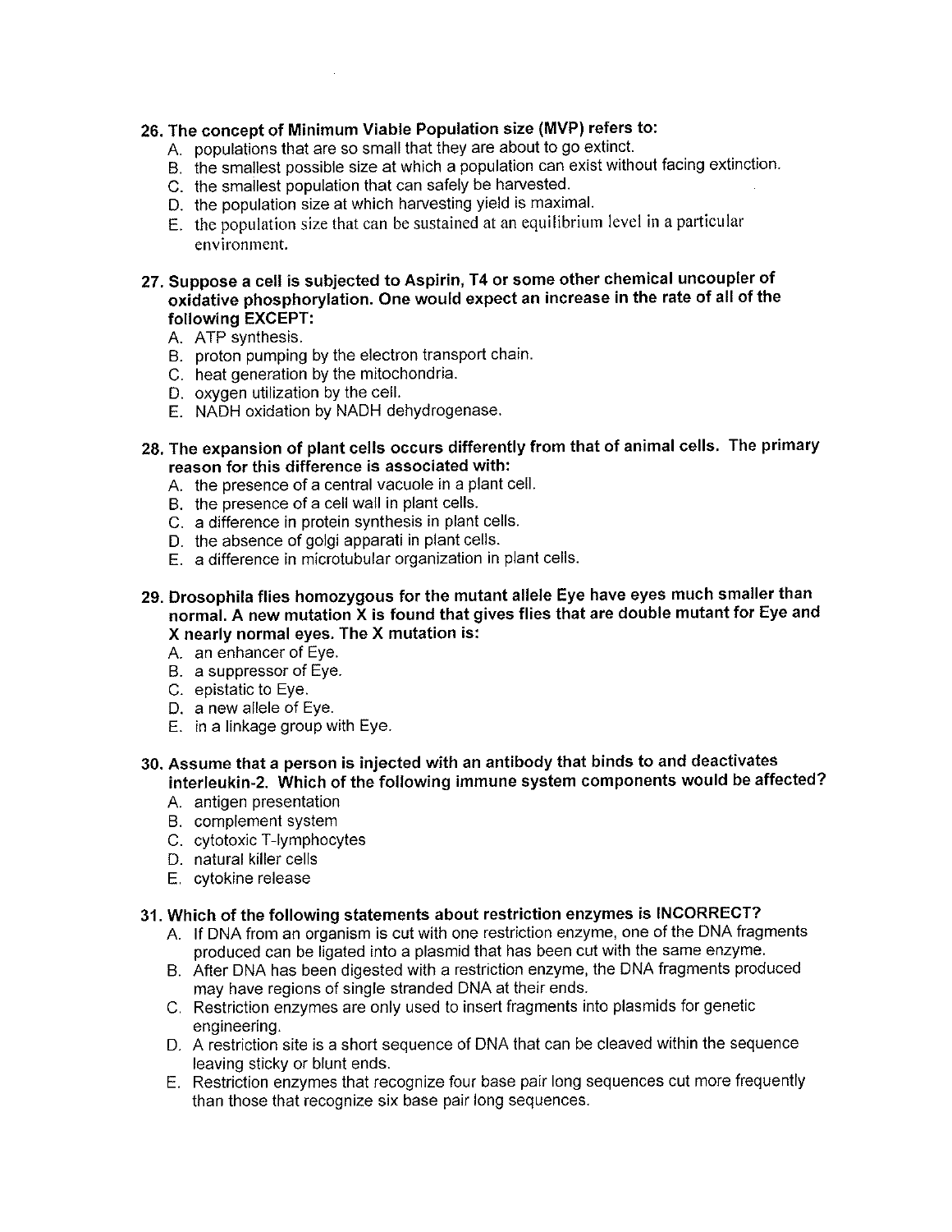**26. The concept of Minimum Viable Population size (MVP) refers to:**

A. populations that are so small that they are about to go extinct.
B. the smallest possible size at which a population can exist without facing extinction.
C. the smallest population that can safely be harvested.
D. the population size at which harvesting yield is maximal.
E. the population size that can be sustained at an equilibrium level in a particular environment.

**27. Suppose a cell is subjected to Aspirin, T4 or some other chemical uncoupler of oxidative phosphorylation. One would expect an increase in the rate of all of the following EXCEPT:**

A. ATP synthesis.
B. proton pumping by the electron transport chain.
C. heat generation by the mitochondria.
D. oxygen utilization by the cell.
E. NADH oxidation by NADH dehydrogenase.

**28. The expansion of plant cells occurs differently from that of animal cells. The primary reason for this difference is associated with:**

A. the presence of a central vacuole in a plant cell.
B. the presence of a cell wall in plant cells.
C. a difference in protein synthesis in plant cells.
D. the absence of golgi apparati in plant cells.
E. a difference in microtubular organization in plant cells.

**29. Drosophila flies homozygous for the mutant allele Eye have eyes much smaller than normal. A new mutation X is found that gives flies that are double mutant for Eye and X nearly normal eyes. The X mutation is:**

A. an enhancer of Eye.
B. a suppressor of Eye.
C. epistatic to Eye.
D. a new allele of Eye.
E. in a linkage group with Eye.

**30. Assume that a person is injected with an antibody that binds to and deactivates interleukin-2. Which of the following immune system components would be affected?**

A. antigen presentation
B. complement system
C. cytotoxic T-lymphocytes
D. natural killer cells
E. cytokine release

**31. Which of the following statements about restriction enzymes is INCORRECT?**

A. If DNA from an organism is cut with one restriction enzyme, one of the DNA fragments produced can be ligated into a plasmid that has been cut with the same enzyme.
B. After DNA has been digested with a restriction enzyme, the DNA fragments produced may have regions of single stranded DNA at their ends.
C. Restriction enzymes are only used to insert fragments into plasmids for genetic engineering.
D. A restriction site is a short sequence of DNA that can be cleaved within the sequence leaving sticky or blunt ends.
E. Restriction enzymes that recognize four base pair long sequences cut more frequently than those that recognize six base pair long sequences.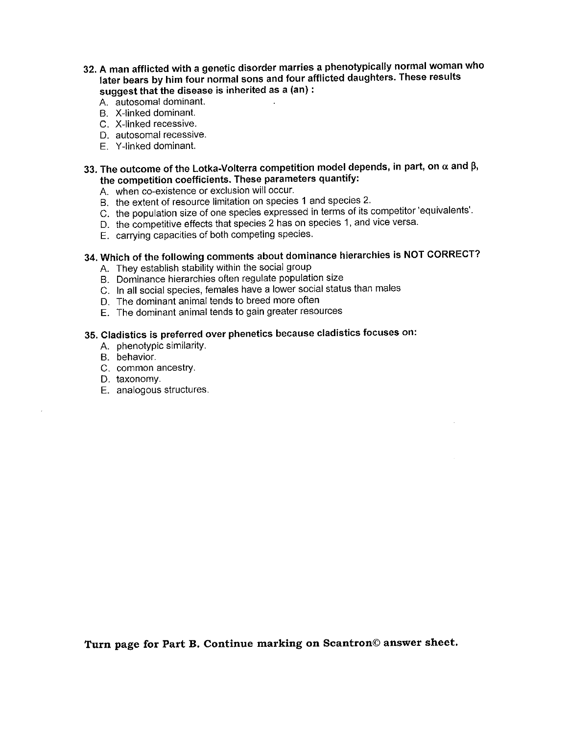**32. A man afflicted with a genetic disorder marries a phenotypically normal woman who later bears by him four normal sons and four afflicted daughters. These results suggest that the disease is inherited as a (an) :**

A. autosomal dominant.
B. X-linked dominant.
C. X-linked recessive.
D. autosomal recessive.
E. Y-linked dominant.

**33. The outcome of the Lotka-Volterra competition model depends, in part, on $\alpha$ and $\beta$, the competition coefficients. These parameters quantify:**

A. when co-existence or exclusion will occur.
B. the extent of resource limitation on species 1 and species 2.
C. the population size of one species expressed in terms of its competitor 'equivalents'.
D. the competitive effects that species 2 has on species 1, and vice versa.
E. carrying capacities of both competing species.

**34. Which of the following comments about dominance hierarchies is NOT CORRECT?**

A. They establish stability within the social group
B. Dominance hierarchies often regulate population size
C. In all social species, females have a lower social status than males
D. The dominant animal tends to breed more often
E. The dominant animal tends to gain greater resources

**35. Cladistics is preferred over phenetics because cladistics focuses on:**

A. phenotypic similarity.
B. behavior.
C. common ancestry.
D. taxonomy.
E. analogous structures.

**Turn page for Part B. Continue marking on Scantron© answer sheet.**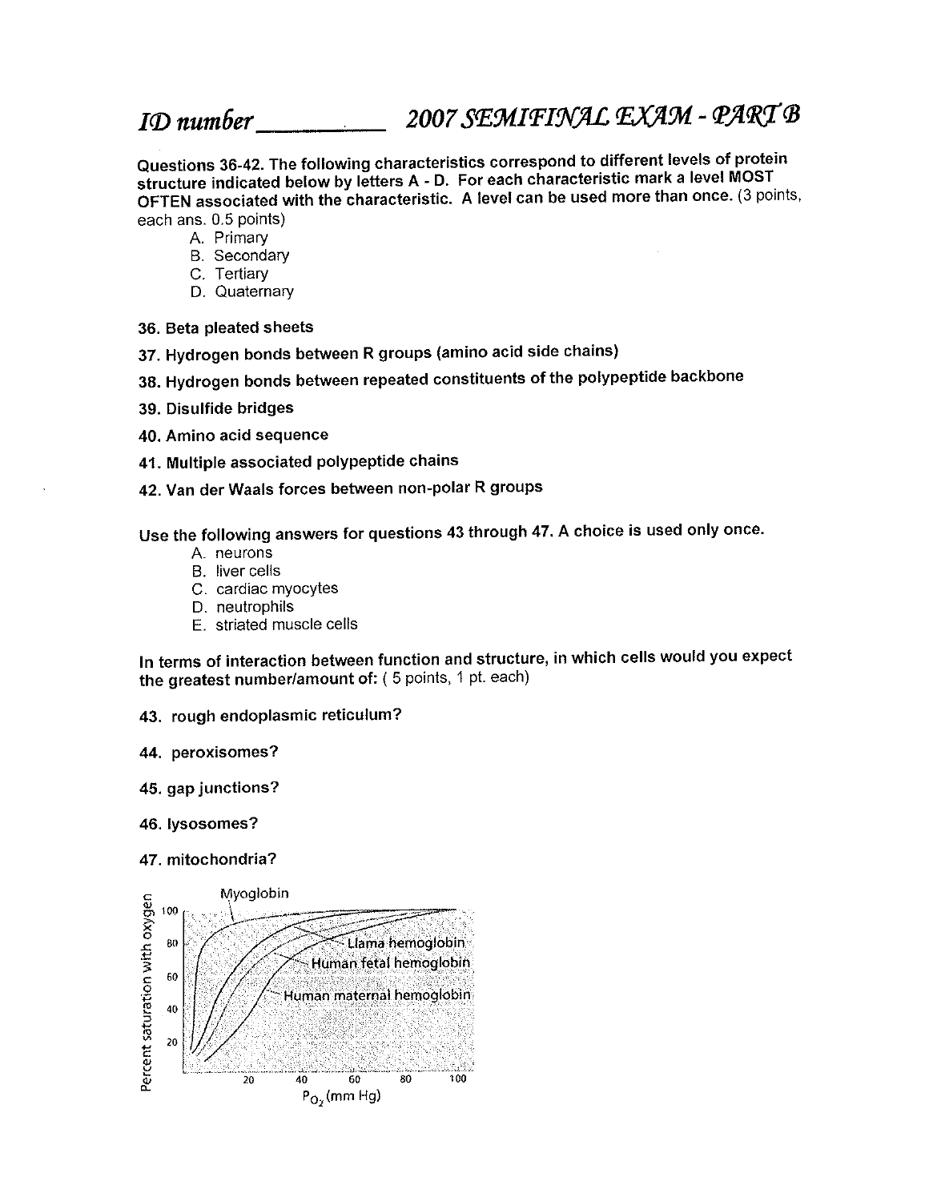## ID number__________ 2007 SEMIFINAL EXAM - PART B

**Questions 36-42. The following characteristics correspond to different levels of protein structure indicated below by letters A - D. For each characteristic mark a level MOST OFTEN associated with the characteristic. A level can be used more than once.** (3 points, each ans. 0.5 points)

A. Primary
B. Secondary
C. Tertiary
D. Quaternary

**36. Beta pleated sheets**

**37. Hydrogen bonds between R groups (amino acid side chains)**

**38. Hydrogen bonds between repeated constituents of the polypeptide backbone**

**39. Disulfide bridges**

**40. Amino acid sequence**

**41. Multiple associated polypeptide chains**

**42. Van der Waals forces between non-polar R groups**

**Use the following answers for questions 43 through 47. A choice is used only once.**

A. neurons
B. liver cells
C. cardiac myocytes
D. neutrophils
E. striated muscle cells

**In terms of interaction between function and structure, in which cells would you expect the greatest number/amount of:** ( 5 points, 1 pt. each)

**43. rough endoplasmic reticulum?**

**44. peroxisomes?**

**45. gap junctions?**

**46. lysosomes?**

**47. mitochondria?**

Myoglobin

Llama hemoglobin

Human fetal hemoglobin

Human maternal hemoglobin

Percent saturation with oxygen

100

80

60

40

20

20 40 60 80 100

$P_{O_2}$ (mm Hg)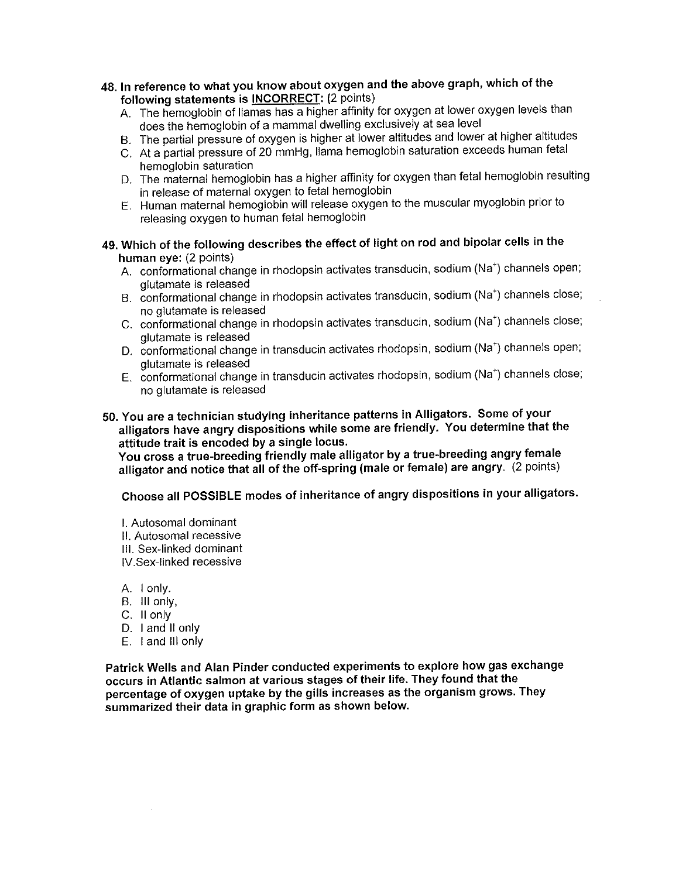**48. In reference to what you know about oxygen and the above graph, which of the following statements is INCORRECT: (2 points)**

A. The hemoglobin of llamas has a higher affinity for oxygen at lower oxygen levels than does the hemoglobin of a mammal dwelling exclusively at sea level
B. The partial pressure of oxygen is higher at lower altitudes and lower at higher altitudes
C. At a partial pressure of 20 mmHg, llama hemoglobin saturation exceeds human fetal hemoglobin saturation
D. The maternal hemoglobin has a higher affinity for oxygen than fetal hemoglobin resulting in release of maternal oxygen to fetal hemoglobin
E. Human maternal hemoglobin will release oxygen to the muscular myoglobin prior to releasing oxygen to human fetal hemoglobin

**49. Which of the following describes the effect of light on rod and bipolar cells in the human eye: (2 points)**

A. conformational change in rhodopsin activates transducin, sodium ($Na^+$) channels open; glutamate is released
B. conformational change in rhodopsin activates transducin, sodium ($Na^+$) channels close; no glutamate is released
C. conformational change in rhodopsin activates transducin, sodium ($Na^+$) channels close; glutamate is released
D. conformational change in transducin activates rhodopsin, sodium ($Na^+$) channels open; glutamate is released
E. conformational change in transducin activates rhodopsin, sodium ($Na^+$) channels close; no glutamate is released

**50. You are a technician studying inheritance patterns in Alligators. Some of your alligators have angry dispositions while some are friendly. You determine that the attitude trait is encoded by a single locus.**
**You cross a true-breeding friendly male alligator by a true-breeding angry female alligator and notice that all of the off-spring (male or female) are angry.** (2 points)

**Choose all POSSIBLE modes of inheritance of angry dispositions in your alligators.**

I. Autosomal dominant
II. Autosomal recessive
III. Sex-linked dominant
IV.Sex-linked recessive

A. I only.
B. III only,
C. II only
D. I and II only
E. I and III only

**Patrick Wells and Alan Pinder conducted experiments to explore how gas exchange occurs in Atlantic salmon at various stages of their life. They found that the percentage of oxygen uptake by the gills increases as the organism grows. They summarized their data in graphic form as shown below.**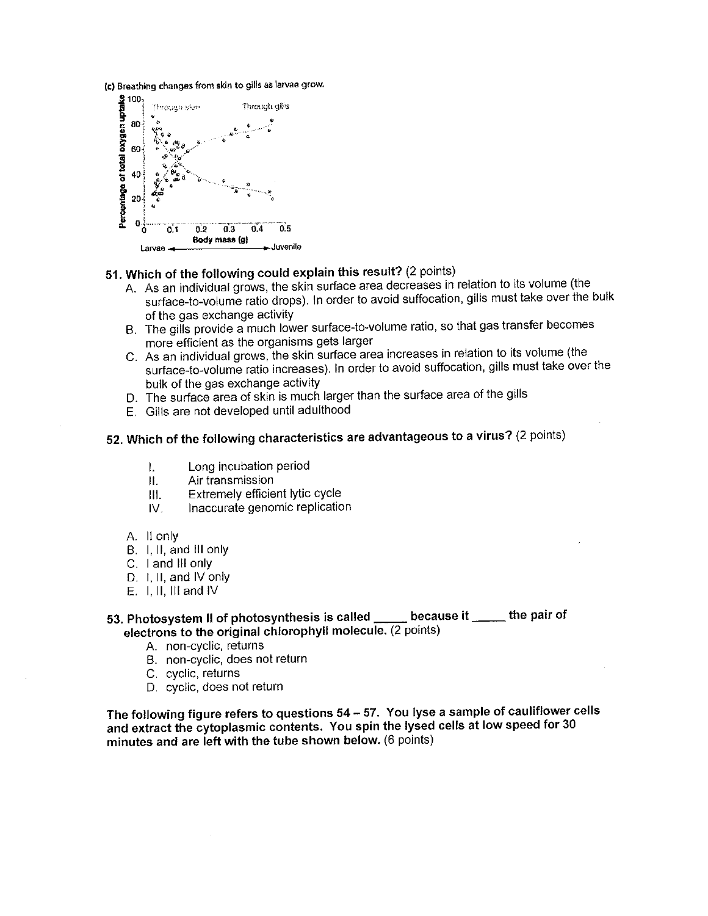(c) Breathing changes from skin to gills as larvae grow.

**51. Which of the following could explain this result?** (2 points)

A. As an individual grows, the skin surface area decreases in relation to its volume (the surface-to-volume ratio drops). In order to avoid suffocation, gills must take over the bulk of the gas exchange activity
B. The gills provide a much lower surface-to-volume ratio, so that gas transfer becomes more efficient as the organisms gets larger
C. As an individual grows, the skin surface area increases in relation to its volume (the surface-to-volume ratio increases). In order to avoid suffocation, gills must take over the bulk of the gas exchange activity
D. The surface area of skin is much larger than the surface area of the gills
E. Gills are not developed until adulthood

**52. Which of the following characteristics are advantageous to a virus?** (2 points)

I. Long incubation period
II. Air transmission
III. Extremely efficient lytic cycle
IV. Inaccurate genomic replication

A. II only
B. I, II, and III only
C. I and III only
D. I, II, and IV only
E. I, II, III and IV

**53. Photosystem II of photosynthesis is called _____ because it _____ the pair of electrons to the original chlorophyll molecule.** (2 points)

A. non-cyclic, returns
B. non-cyclic, does not return
C. cyclic, returns
D. cyclic, does not return

**The following figure refers to questions 54 – 57. You lyse a sample of cauliflower cells and extract the cytoplasmic contents. You spin the lysed cells at low speed for 30 minutes and are left with the tube shown below.** (6 points)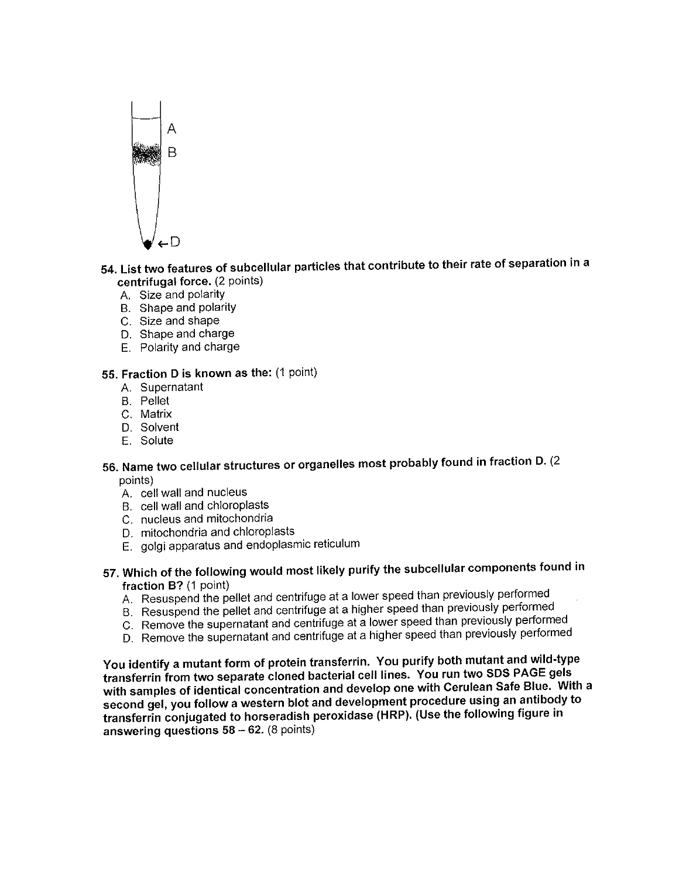A

B

D

**54. List two features of subcellular particles that contribute to their rate of separation in a centrifugal force.** (2 points)

A. Size and polarity
B. Shape and polarity
C. Size and shape
D. Shape and charge
E. Polarity and charge

**55. Fraction D is known as the:** (1 point)

A. Supernatant
B. Pellet
C. Matrix
D. Solvent
E. Solute

**56. Name two cellular structures or organelles most probably found in fraction D.** (2 points)

A. cell wall and nucleus
B. cell wall and chloroplasts
C. nucleus and mitochondria
D. mitochondria and chloroplasts
E. golgi apparatus and endoplasmic reticulum

**57. Which of the following would most likely purify the subcellular components found in fraction B?** (1 point)

A. Resuspend the pellet and centrifuge at a lower speed than previously performed
B. Resuspend the pellet and centrifuge at a higher speed than previously performed
C. Remove the supernatant and centrifuge at a lower speed than previously performed
D. Remove the supernatant and centrifuge at a higher speed than previously performed

**You identify a mutant form of protein transferrin. You purify both mutant and wild-type transferrin from two separate cloned bacterial cell lines. You run two SDS PAGE gels with samples of identical concentration and develop one with Cerulean Safe Blue. With a second gel, you follow a western blot and development procedure using an antibody to transferrin conjugated to horseradish peroxidase (HRP). (Use the following figure in answering questions 58 – 62.** (8 points)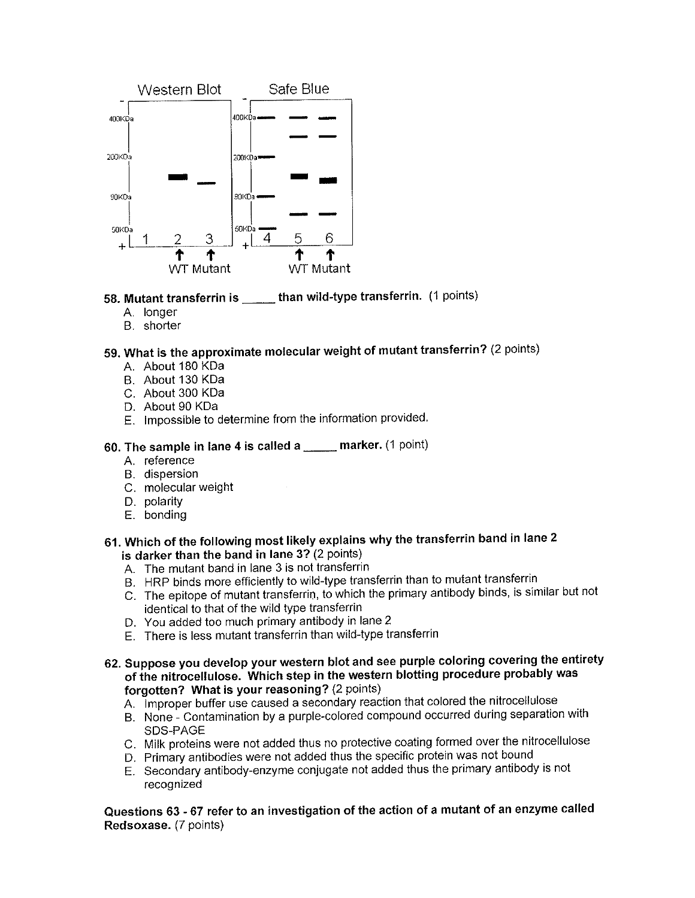Western Blot — Safe Blue

| | 1 | 2 (WT) | 3 (Mutant) | 4 | 5 (WT) | 6 (Mutant) |
|---|---|---|---|---|---|---|
| 400KDa | | | | | | |
| 200KDa | | | | | | |
| 90KDa | | | | | | |
| 50KDa | | | | | | |

**58. Mutant transferrin is _____ than wild-type transferrin.** (1 points)

A. longer
B. shorter

**59. What is the approximate molecular weight of mutant transferrin?** (2 points)

A. About 180 KDa
B. About 130 KDa
C. About 300 KDa
D. About 90 KDa
E. Impossible to determine from the information provided.

**60. The sample in lane 4 is called a _____ marker.** (1 point)

A. reference
B. dispersion
C. molecular weight
D. polarity
E. bonding

**61. Which of the following most likely explains why the transferrin band in lane 2 is darker than the band in lane 3?** (2 points)

A. The mutant band in lane 3 is not transferrin
B. HRP binds more efficiently to wild-type transferrin than to mutant transferrin
C. The epitope of mutant transferrin, to which the primary antibody binds, is similar but not identical to that of the wild type transferrin
D. You added too much primary antibody in lane 2
E. There is less mutant transferrin than wild-type transferrin

**62. Suppose you develop your western blot and see purple coloring covering the entirety of the nitrocellulose. Which step in the western blotting procedure probably was forgotten? What is your reasoning?** (2 points)

A. Improper buffer use caused a secondary reaction that colored the nitrocellulose
B. None - Contamination by a purple-colored compound occurred during separation with SDS-PAGE
C. Milk proteins were not added thus no protective coating formed over the nitrocellulose
D. Primary antibodies were not added thus the specific protein was not bound
E. Secondary antibody-enzyme conjugate not added thus the primary antibody is not recognized

**Questions 63 - 67 refer to an investigation of the action of a mutant of an enzyme called Redsoxase.** (7 points)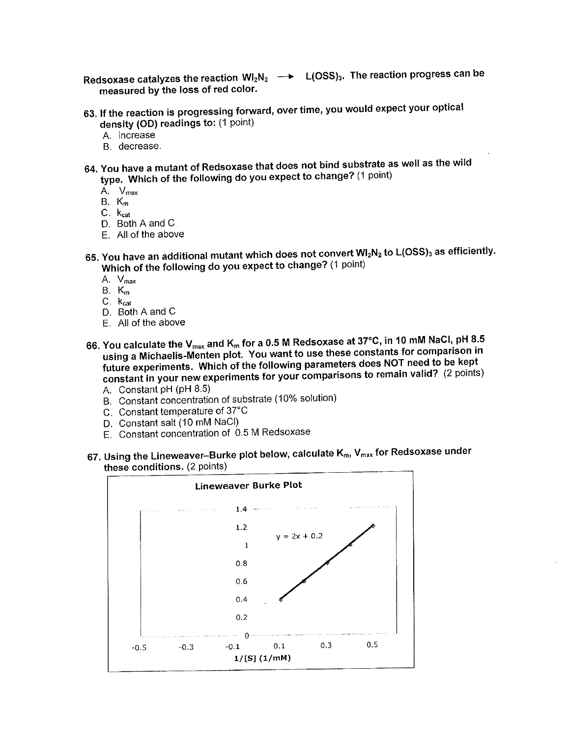Redsoxase catalyzes the reaction $WI_2N_2 \longrightarrow L(OSS)_3$. The reaction progress can be measured by the loss of red color.

**63. If the reaction is progressing forward, over time, you would expect your optical density (OD) readings to:** (1 point)

A. increase
B. decrease.

**64. You have a mutant of Redsoxase that does not bind substrate as well as the wild type. Which of the following do you expect to change?** (1 point)

A. $V_{max}$
B. $K_m$
C. $k_{cat}$
D. Both A and C
E. All of the above

**65. You have an additional mutant which does not convert $WI_2N_2$ to $L(OSS)_3$ as efficiently. Which of the following do you expect to change?** (1 point)

A. $V_{max}$
B. $K_m$
C. $k_{cat}$
D. Both A and C
E. All of the above

**66. You calculate the $V_{max}$ and $K_m$ for a 0.5 M Redsoxase at 37°C, in 10 mM NaCl, pH 8.5 using a Michaelis-Menten plot. You want to use these constants for comparison in future experiments. Which of the following parameters does NOT need to be kept constant in your new experiments for your comparisons to remain valid?** (2 points)

A. Constant pH (pH 8.5)
B. Constant concentration of substrate (10% solution)
C. Constant temperature of 37°C
D. Constant salt (10 mM NaCl)
E. Constant concentration of 0.5 M Redsoxase

**67. Using the Lineweaver–Burke plot below, calculate $K_m$, $V_{max}$ for Redsoxase under these conditions.** (2 points)

Lineweaver Burke Plot

$y = 2x + 0.2$

1/[S] (1/mM)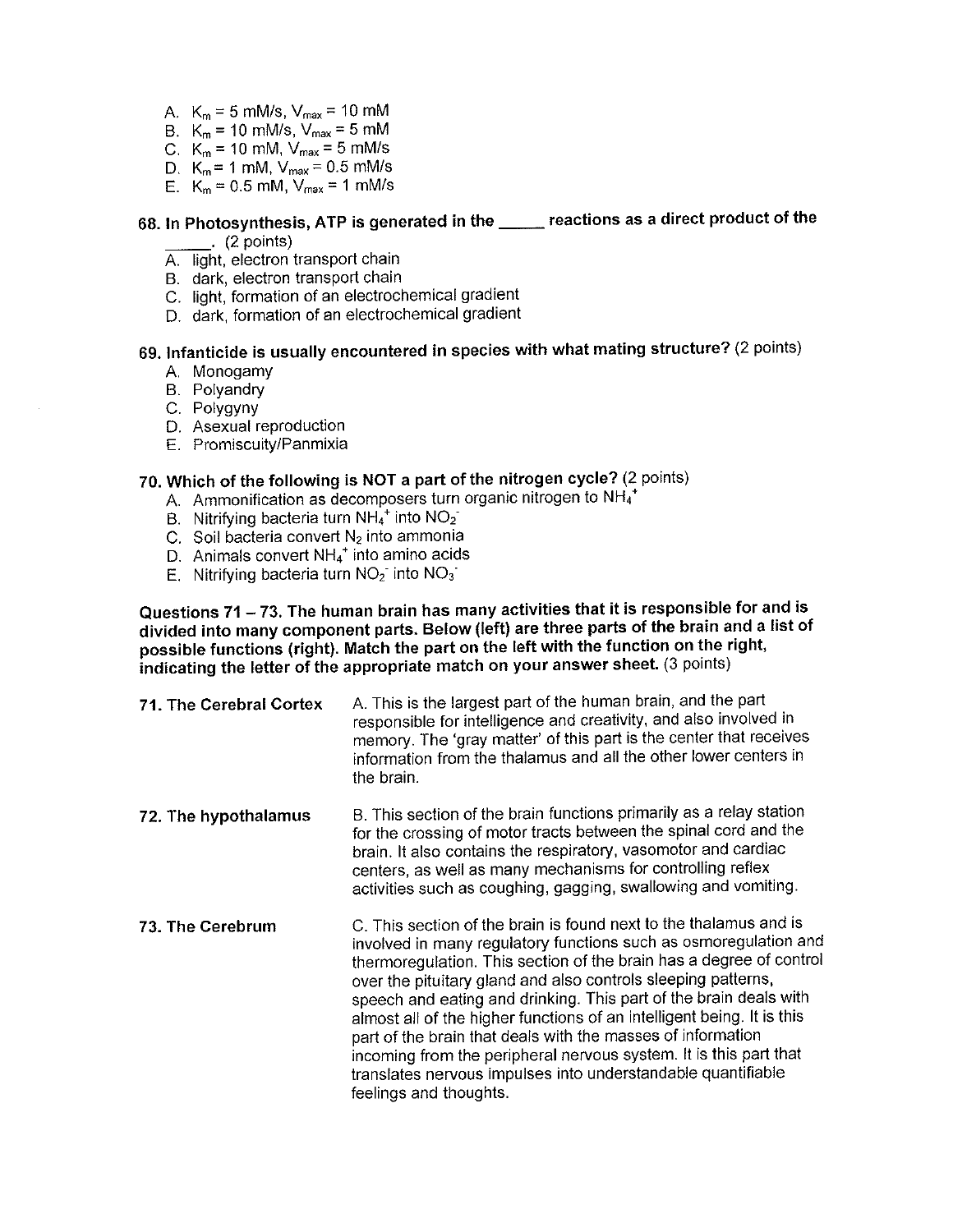A. $K_m$ = 5 mM/s, $V_{max}$ = 10 mM
B. $K_m$ = 10 mM/s, $V_{max}$ = 5 mM
C. $K_m$ = 10 mM, $V_{max}$ = 5 mM/s
D. $K_m$ = 1 mM, $V_{max}$ = 0.5 mM/s
E. $K_m$ = 0.5 mM, $V_{max}$ = 1 mM/s

**68. In Photosynthesis, ATP is generated in the _____ reactions as a direct product of the _____.** (2 points)

A. light, electron transport chain
B. dark, electron transport chain
C. light, formation of an electrochemical gradient
D. dark, formation of an electrochemical gradient

**69. Infanticide is usually encountered in species with what mating structure?** (2 points)

A. Monogamy
B. Polyandry
C. Polygyny
D. Asexual reproduction
E. Promiscuity/Panmixia

**70. Which of the following is NOT a part of the nitrogen cycle?** (2 points)

A. Ammonification as decomposers turn organic nitrogen to $NH_4^+$
B. Nitrifying bacteria turn $NH_4^+$ into $NO_2^-$
C. Soil bacteria convert $N_2$ into ammonia
D. Animals convert $NH_4^+$ into amino acids
E. Nitrifying bacteria turn $NO_2^-$ into $NO_3^-$

**Questions 71 – 73. The human brain has many activities that it is responsible for and is divided into many component parts. Below (left) are three parts of the brain and a list of possible functions (right). Match the part on the left with the function on the right, indicating the letter of the appropriate match on your answer sheet.** (3 points)

| | |
|---|---|
| **71. The Cerebral Cortex** | A. This is the largest part of the human brain, and the part responsible for intelligence and creativity, and also involved in memory. The 'gray matter' of this part is the center that receives information from the thalamus and all the other lower centers in the brain. |
| **72. The hypothalamus** | B. This section of the brain functions primarily as a relay station for the crossing of motor tracts between the spinal cord and the brain. It also contains the respiratory, vasomotor and cardiac centers, as well as many mechanisms for controlling reflex activities such as coughing, gagging, swallowing and vomiting. |
| **73. The Cerebrum** | C. This section of the brain is found next to the thalamus and is involved in many regulatory functions such as osmoregulation and thermoregulation. This section of the brain has a degree of control over the pituitary gland and also controls sleeping patterns, speech and eating and drinking. This part of the brain deals with almost all of the higher functions of an intelligent being. It is this part of the brain that deals with the masses of information incoming from the peripheral nervous system. It is this part that translates nervous impulses into understandable quantifiable feelings and thoughts. |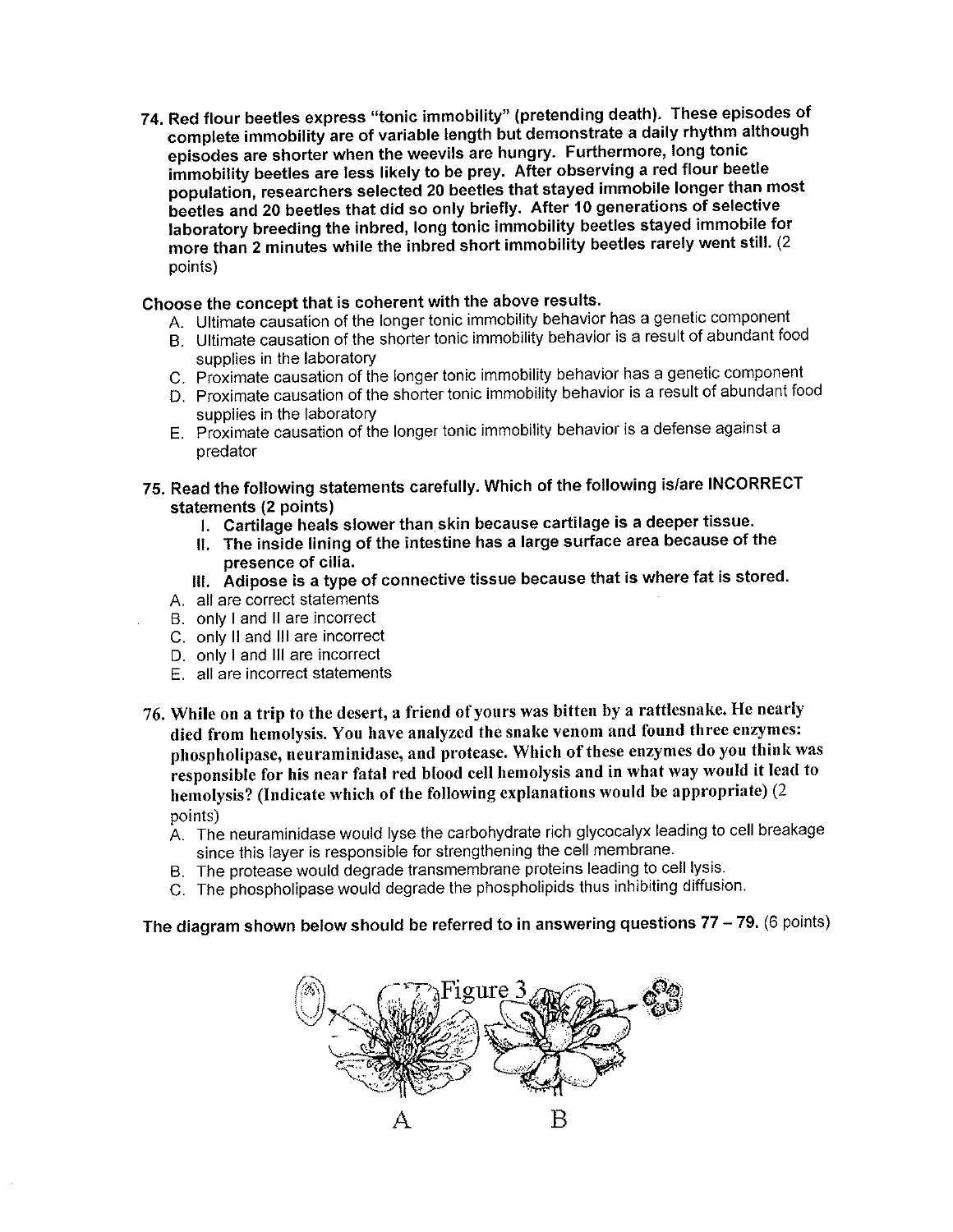**74. Red flour beetles express "tonic immobility" (pretending death). These episodes of complete immobility are of variable length but demonstrate a daily rhythm although episodes are shorter when the weevils are hungry. Furthermore, long tonic immobility beetles are less likely to be prey. After observing a red flour beetle population, researchers selected 20 beetles that stayed immobile longer than most beetles and 20 beetles that did so only briefly. After 10 generations of selective laboratory breeding the inbred, long tonic immobility beetles stayed immobile for more than 2 minutes while the inbred short immobility beetles rarely went still.** (2 points)

**Choose the concept that is coherent with the above results.**

A. Ultimate causation of the longer tonic immobility behavior has a genetic component
B. Ultimate causation of the shorter tonic immobility behavior is a result of abundant food supplies in the laboratory
C. Proximate causation of the longer tonic immobility behavior has a genetic component
D. Proximate causation of the shorter tonic immobility behavior is a result of abundant food supplies in the laboratory
E. Proximate causation of the longer tonic immobility behavior is a defense against a predator

**75. Read the following statements carefully. Which of the following is/are INCORRECT statements (2 points)**

**I. Cartilage heals slower than skin because cartilage is a deeper tissue.**
**II. The inside lining of the intestine has a large surface area because of the presence of cilia.**
**III. Adipose is a type of connective tissue because that is where fat is stored.**

A. all are correct statements
B. only I and II are incorrect
C. only II and III are incorrect
D. only I and III are incorrect
E. all are incorrect statements

**76. While on a trip to the desert, a friend of yours was bitten by a rattlesnake. He nearly died from hemolysis. You have analyzed the snake venom and found three enzymes: phospholipase, neuraminidase, and protease. Which of these enzymes do you think was responsible for his near fatal red blood cell hemolysis and in what way would it lead to hemolysis? (Indicate which of the following explanations would be appropriate)** (2 points)

A. The neuraminidase would lyse the carbohydrate rich glycocalyx leading to cell breakage since this layer is responsible for strengthening the cell membrane.
B. The protease would degrade transmembrane proteins leading to cell lysis.
C. The phospholipase would degrade the phospholipids thus inhibiting diffusion.

**The diagram shown below should be referred to in answering questions 77 – 79.** (6 points)

Figure 3

A B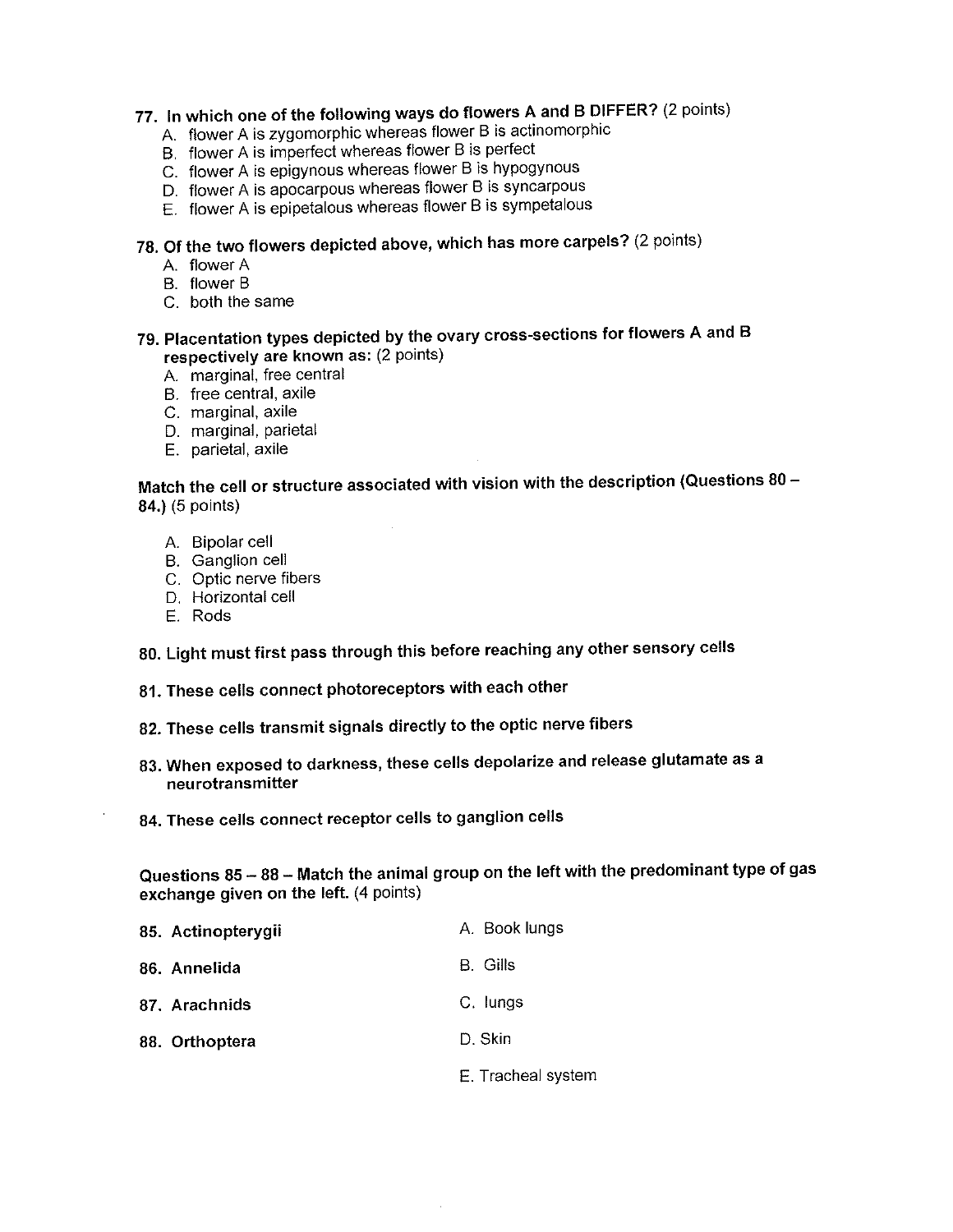**77. In which one of the following ways do flowers A and B DIFFER?** (2 points)

A. flower A is zygomorphic whereas flower B is actinomorphic
B. flower A is imperfect whereas flower B is perfect
C. flower A is epigynous whereas flower B is hypogynous
D. flower A is apocarpous whereas flower B is syncarpous
E. flower A is epipetalous whereas flower B is sympetalous

**78. Of the two flowers depicted above, which has more carpels?** (2 points)

A. flower A
B. flower B
C. both the same

**79. Placentation types depicted by the ovary cross-sections for flowers A and B respectively are known as:** (2 points)

A. marginal, free central
B. free central, axile
C. marginal, axile
D. marginal, parietal
E. parietal, axile

**Match the cell or structure associated with vision with the description (Questions 80 – 84.)** (5 points)

A. Bipolar cell
B. Ganglion cell
C. Optic nerve fibers
D. Horizontal cell
E. Rods

**80. Light must first pass through this before reaching any other sensory cells**

**81. These cells connect photoreceptors with each other**

**82. These cells transmit signals directly to the optic nerve fibers**

**83. When exposed to darkness, these cells depolarize and release glutamate as a neurotransmitter**

**84. These cells connect receptor cells to ganglion cells**

**Questions 85 – 88 – Match the animal group on the left with the predominant type of gas exchange given on the left.** (4 points)

| | |
|---|---|
| **85. Actinopterygii** | A. Book lungs |
| **86. Annelida** | B. Gills |
| **87. Arachnids** | C. lungs |
| **88. Orthoptera** | D. Skin |
| | E. Tracheal system |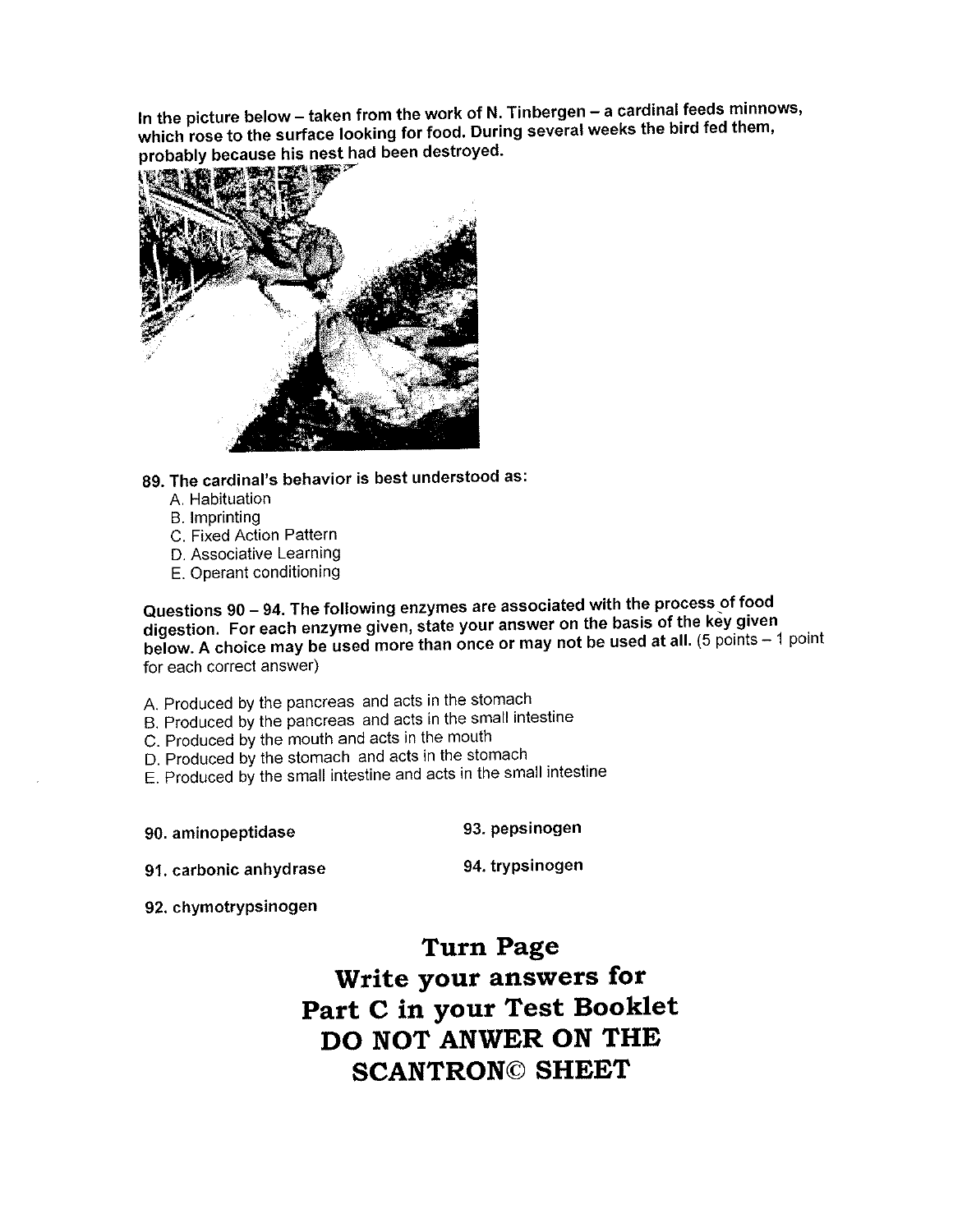In the picture below – taken from the work of N. Tinbergen – a cardinal feeds minnows, which rose to the surface looking for food. During several weeks the bird fed them, probably because his nest had been destroyed.

**89. The cardinal's behavior is best understood as:**

A. Habituation
B. Imprinting
C. Fixed Action Pattern
D. Associative Learning
E. Operant conditioning

**Questions 90 – 94. The following enzymes are associated with the process of food digestion. For each enzyme given, state your answer on the basis of the key given below. A choice may be used more than once or may not be used at all.** (5 points – 1 point for each correct answer)

A. Produced by the pancreas and acts in the stomach
B. Produced by the pancreas and acts in the small intestine
C. Produced by the mouth and acts in the mouth
D. Produced by the stomach and acts in the stomach
E. Produced by the small intestine and acts in the small intestine

**90. aminopeptidase**

**91. carbonic anhydrase**

**92. chymotrypsinogen**

**93. pepsinogen**

**94. trypsinogen**

**Turn Page**
**Write your answers for Part C in your Test Booklet**
**DO NOT ANWER ON THE SCANTRON© SHEET**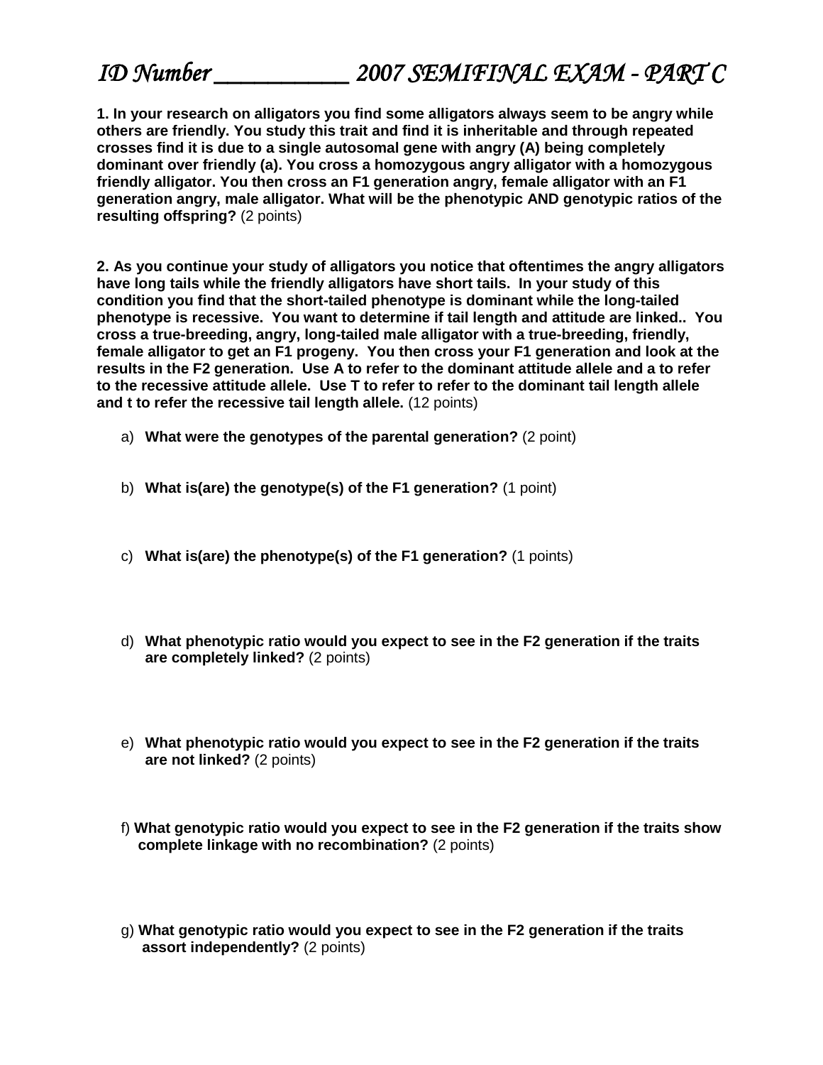# *ID Number ____________ 2007 SEMIFINAL EXAM - PART C*

**1. In your research on alligators you find some alligators always seem to be angry while others are friendly. You study this trait and find it is inheritable and through repeated crosses find it is due to a single autosomal gene with angry (A) being completely dominant over friendly (a). You cross a homozygous angry alligator with a homozygous friendly alligator. You then cross an F1 generation angry, female alligator with an F1 generation angry, male alligator. What will be the phenotypic AND genotypic ratios of the resulting offspring?** (2 points)

**2. As you continue your study of alligators you notice that oftentimes the angry alligators have long tails while the friendly alligators have short tails. In your study of this condition you find that the short-tailed phenotype is dominant while the long-tailed phenotype is recessive. You want to determine if tail length and attitude are linked.. You cross a true-breeding, angry, long-tailed male alligator with a true-breeding, friendly, female alligator to get an F1 progeny. You then cross your F1 generation and look at the results in the F2 generation. Use A to refer to the dominant attitude allele and a to refer to the recessive attitude allele. Use T to refer to refer to the dominant tail length allele and t to refer the recessive tail length allele.** (12 points)

a) **What were the genotypes of the parental generation?** (2 point)

b) **What is(are) the genotype(s) of the F1 generation?** (1 point)

c) **What is(are) the phenotype(s) of the F1 generation?** (1 points)

d) **What phenotypic ratio would you expect to see in the F2 generation if the traits are completely linked?** (2 points)

e) **What phenotypic ratio would you expect to see in the F2 generation if the traits are not linked?** (2 points)

f) **What genotypic ratio would you expect to see in the F2 generation if the traits show complete linkage with no recombination?** (2 points)

g) **What genotypic ratio would you expect to see in the F2 generation if the traits assort independently?** (2 points)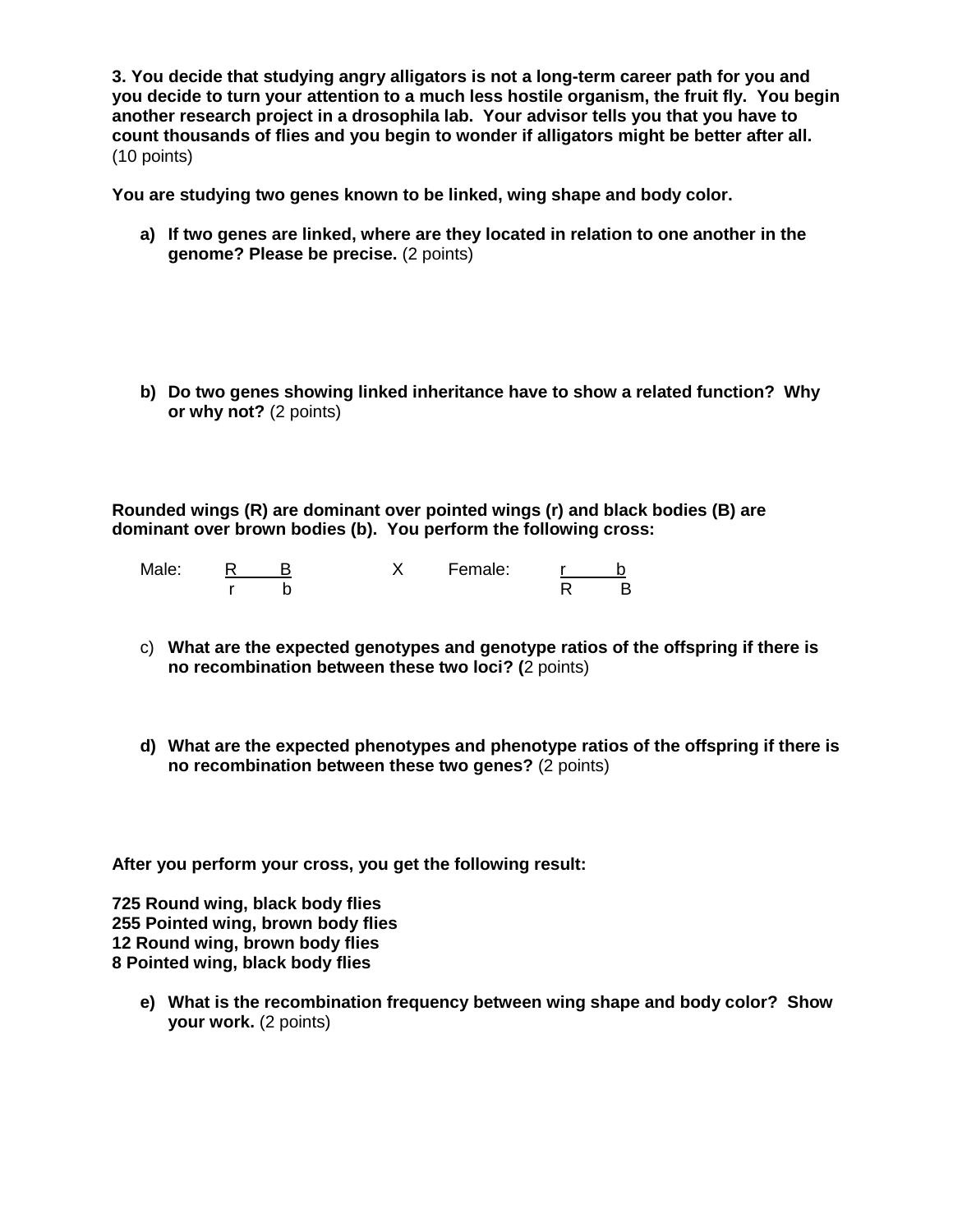**3. You decide that studying angry alligators is not a long-term career path for you and you decide to turn your attention to a much less hostile organism, the fruit fly. You begin another research project in a drosophila lab. Your advisor tells you that you have to count thousands of flies and you begin to wonder if alligators might be better after all.** (10 points)

**You are studying two genes known to be linked, wing shape and body color.**

a) **If two genes are linked, where are they located in relation to one another in the genome? Please be precise.** (2 points)

b) **Do two genes showing linked inheritance have to show a related function? Why or why not?** (2 points)

**Rounded wings (R) are dominant over pointed wings (r) and black bodies (B) are dominant over brown bodies (b). You perform the following cross:**

| Male: | R&nbsp;&nbsp;&nbsp;&nbsp;B (top) / r&nbsp;&nbsp;&nbsp;&nbsp;b (bottom) | X | Female: | r&nbsp;&nbsp;&nbsp;&nbsp;b (top) / R&nbsp;&nbsp;&nbsp;&nbsp;B (bottom) |
|---|---|---|---|---|

c) **What are the expected genotypes and genotype ratios of the offspring if there is no recombination between these two loci? (**2 points)

d) **What are the expected phenotypes and phenotype ratios of the offspring if there is no recombination between these two genes?** (2 points)

**After you perform your cross, you get the following result:**

**725 Round wing, black body flies**
**255 Pointed wing, brown body flies**
**12 Round wing, brown body flies**
**8 Pointed wing, black body flies**

e) **What is the recombination frequency between wing shape and body color? Show your work.** (2 points)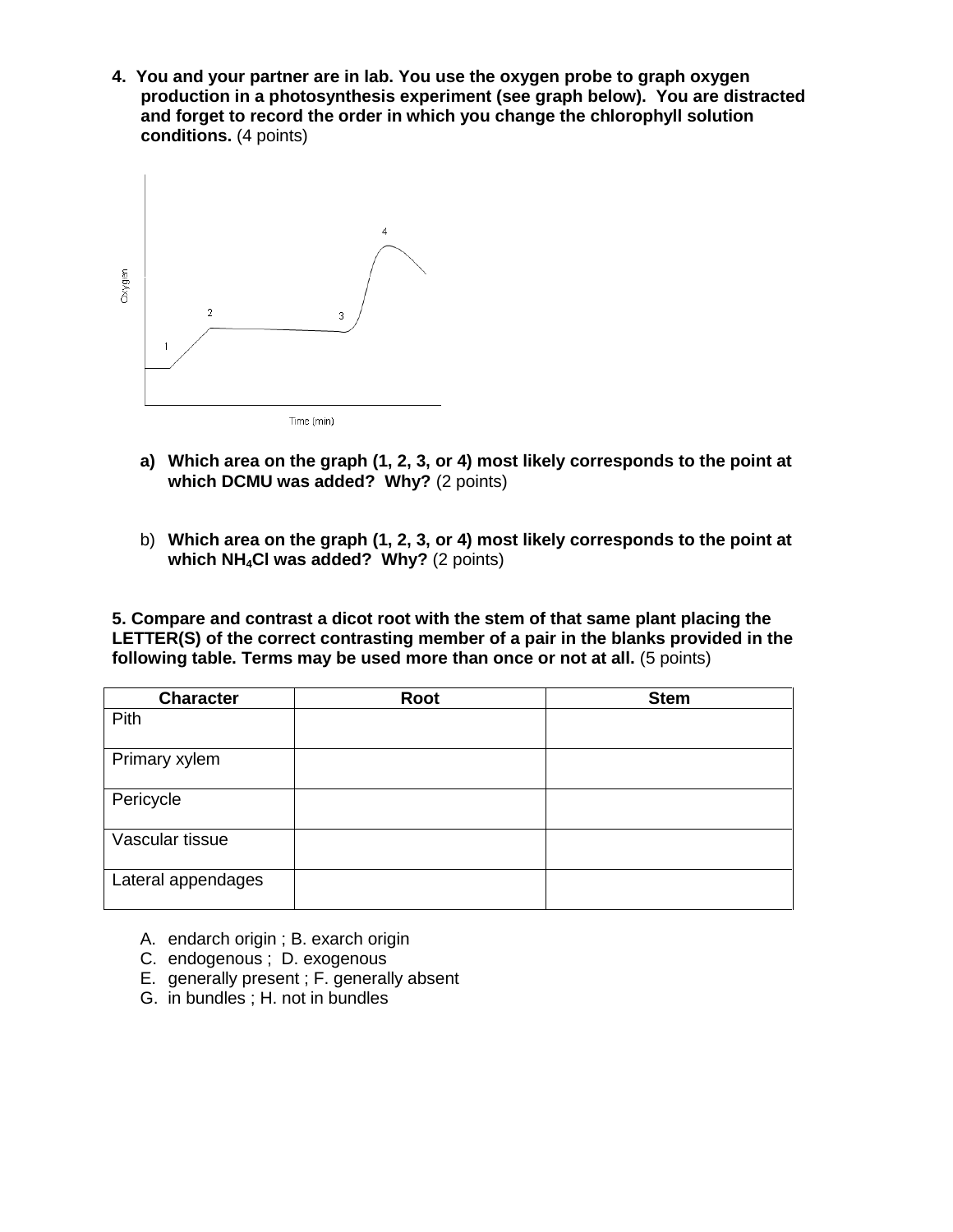**4. You and your partner are in lab. You use the oxygen probe to graph oxygen production in a photosynthesis experiment (see graph below). You are distracted and forget to record the order in which you change the chlorophyll solution conditions.** (4 points)

a) **Which area on the graph (1, 2, 3, or 4) most likely corresponds to the point at which DCMU was added? Why?** (2 points)

b) **Which area on the graph (1, 2, 3, or 4) most likely corresponds to the point at which $NH_4Cl$ was added? Why?** (2 points)

**5. Compare and contrast a dicot root with the stem of that same plant placing the LETTER(S) of the correct contrasting member of a pair in the blanks provided in the following table. Terms may be used more than once or not at all.** (5 points)

| Character | Root | Stem |
| --- | --- | --- |
| Pith | | |
| Primary xylem | | |
| Pericycle | | |
| Vascular tissue | | |
| Lateral appendages | | |

A. endarch origin ; B. exarch origin
C. endogenous ; D. exogenous
E. generally present ; F. generally absent
G. in bundles ; H. not in bundles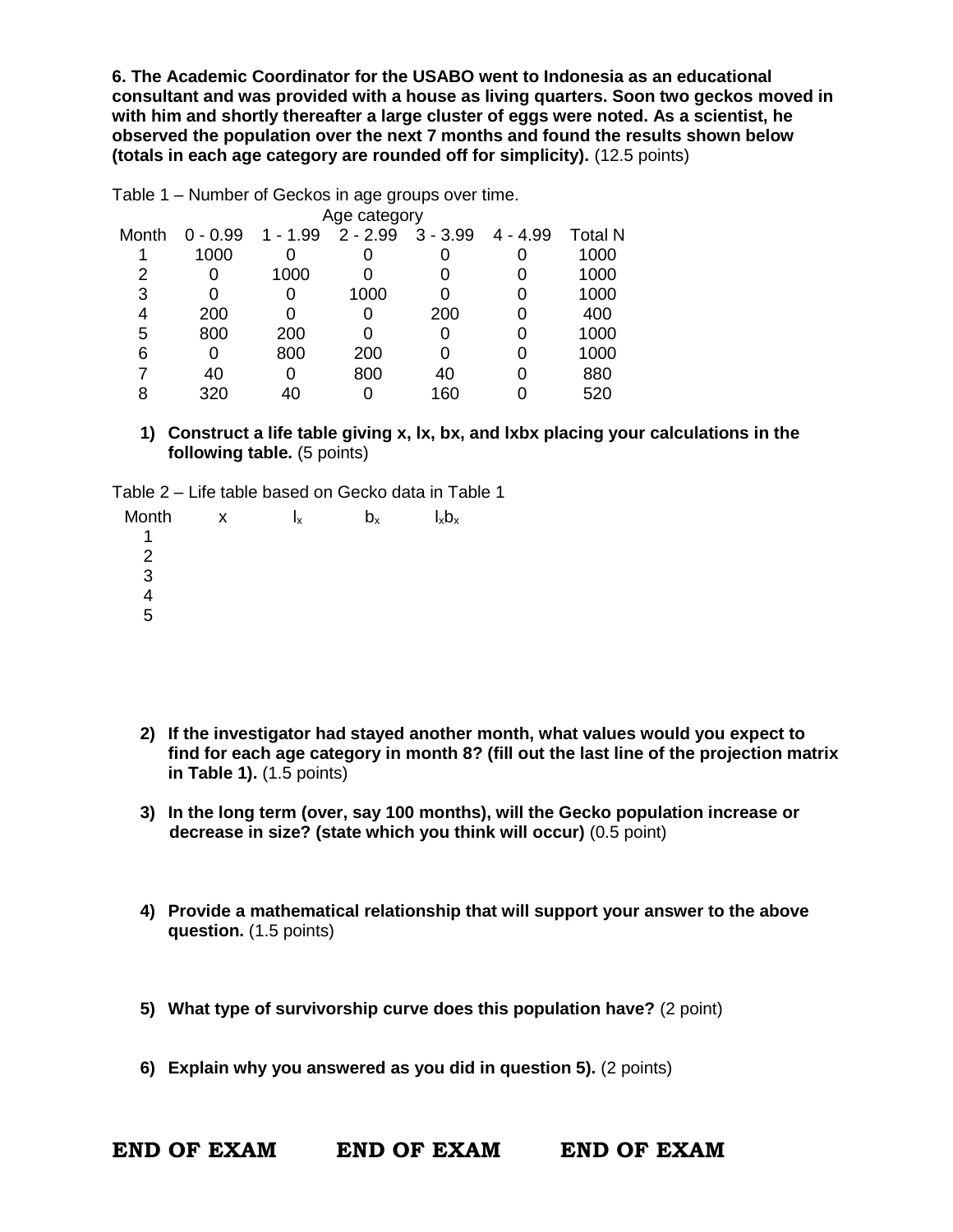**6. The Academic Coordinator for the USABO went to Indonesia as an educational consultant and was provided with a house as living quarters. Soon two geckos moved in with him and shortly thereafter a large cluster of eggs were noted. As a scientist, he observed the population over the next 7 months and found the results shown below (totals in each age category are rounded off for simplicity).** (12.5 points)

Table 1 – Number of Geckos in age groups over time.

| | Age category | | | | | |
|---|---|---|---|---|---|---|
| Month | 0 - 0.99 | 1 - 1.99 | 2 - 2.99 | 3 - 3.99 | 4 - 4.99 | Total N |
| 1 | 1000 | 0 | 0 | 0 | 0 | 1000 |
| 2 | 0 | 1000 | 0 | 0 | 0 | 1000 |
| 3 | 0 | 0 | 1000 | 0 | 0 | 1000 |
| 4 | 200 | 0 | 0 | 200 | 0 | 400 |
| 5 | 800 | 200 | 0 | 0 | 0 | 1000 |
| 6 | 0 | 800 | 200 | 0 | 0 | 1000 |
| 7 | 40 | 0 | 800 | 40 | 0 | 880 |
| 8 | 320 | 40 | 0 | 160 | 0 | 520 |

1) **Construct a life table giving x, lx, bx, and lxbx placing your calculations in the following table.** (5 points)

Table 2 – Life table based on Gecko data in Table 1

| Month | x | $l_x$ | $b_x$ | $l_x b_x$ |
|---|---|---|---|---|
| 1 | | | | |
| 2 | | | | |
| 3 | | | | |
| 4 | | | | |
| 5 | | | | |

2) **If the investigator had stayed another month, what values would you expect to find for each age category in month 8? (fill out the last line of the projection matrix in Table 1).** (1.5 points)

3) **In the long term (over, say 100 months), will the Gecko population increase or decrease in size? (state which you think will occur)** (0.5 point)

4) **Provide a mathematical relationship that will support your answer to the above question.** (1.5 points)

5) **What type of survivorship curve does this population have?** (2 point)

6) **Explain why you answered as you did in question 5).** (2 points)

**END OF EXAM END OF EXAM END OF EXAM**